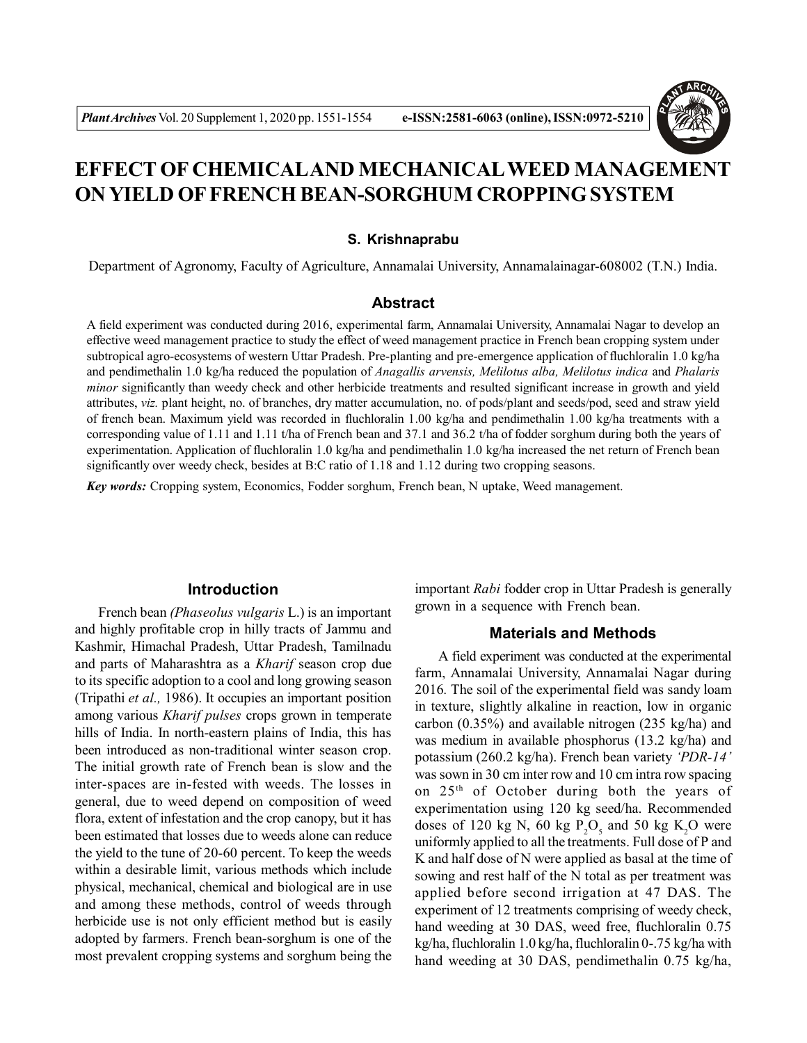# EFFECT OF CHEMICAL AND MECHANICAL WEED MANAGEMENT ON YIELD OF FRENCH BEAN-SORGHUM CROPPING SYSTEM

**S. Krishnaprabu**

Department of Agronomy, Faculty of Agriculture, Annamalai University, Annamalainagar-608002 (T.N.) India.

## Abstract

A field experiment was conducted during 2016, experimental farm, Annamalai University, Annamalai Nagar to develop an effective weed management practice to study the effect of weed management practice in French bean cropping system under subtropical agro-ecosystems of western Uttar Pradesh. Pre-planting and pre-emergence application of fluchloralin 1.0 kg/ha and pendimethalin 1.0 kg/ha reduced the population of *Anagallis arvensis, Melilotus alba, Melilotus indica* and *Phalaris minor* significantly than weedy check and other herbicide treatments and resulted significant increase in growth and yield attributes, *viz.* plant height, no. of branches, dry matter accumulation, no. of pods/plant and seeds/pod, seed and straw yield of french bean. Maximum yield was recorded in fluchloralin 1.00 kg/ha and pendimethalin 1.00 kg/ha treatments with a corresponding value of 1.11 and 1.11 t/ha of French bean and 37.1 and 36.2 t/ha of fodder sorghum during both the years of experimentation. Application of fluchloralin 1.0 kg/ha and pendimethalin 1.0 kg/ha increased the net return of French bean significantly over weedy check, besides at B:C ratio of 1.18 and 1.12 during two cropping seasons.

***Key words:*** Cropping system, Economics, Fodder sorghum, French bean, N uptake, Weed management.

## Introduction

French bean *(Phaseolus vulgaris* L.) is an important and highly profitable crop in hilly tracts of Jammu and Kashmir, Himachal Pradesh, Uttar Pradesh, Tamilnadu and parts of Maharashtra as a *Kharif* season crop due to its specific adoption to a cool and long growing season (Tripathi *et al.,* 1986). It occupies an important position among various *Kharif pulses* crops grown in temperate hills of India. In north-eastern plains of India, this has been introduced as non-traditional winter season crop. The initial growth rate of French bean is slow and the inter-spaces are in-fested with weeds. The losses in general, due to weed depend on composition of weed flora, extent of infestation and the crop canopy, but it has been estimated that losses due to weeds alone can reduce the yield to the tune of 20-60 percent. To keep the weeds within a desirable limit, various methods which include physical, mechanical, chemical and biological are in use and among these methods, control of weeds through herbicide use is not only efficient method but is easily adopted by farmers. French bean-sorghum is one of the most prevalent cropping systems and sorghum being the important *Rabi* fodder crop in Uttar Pradesh is generally grown in a sequence with French bean.

## Materials and Methods

A field experiment was conducted at the experimental farm, Annamalai University, Annamalai Nagar during 2016. The soil of the experimental field was sandy loam in texture, slightly alkaline in reaction, low in organic carbon (0.35%) and available nitrogen (235 kg/ha) and was medium in available phosphorus (13.2 kg/ha) and potassium (260.2 kg/ha). French bean variety *'PDR-14'* was sown in 30 cm inter row and 10 cm intra row spacing on 25th of October during both the years of experimentation using 120 kg seed/ha. Recommended doses of 120 kg N, 60 kg $P_2O_5$ and 50 kg $K_2O$ were uniformly applied to all the treatments. Full dose of P and K and half dose of N were applied as basal at the time of sowing and rest half of the N total as per treatment was applied before second irrigation at 47 DAS. The experiment of 12 treatments comprising of weedy check, hand weeding at 30 DAS, weed free, fluchloralin 0.75 kg/ha, fluchloralin 1.0 kg/ha, fluchloralin 0-.75 kg/ha with hand weeding at 30 DAS, pendimethalin 0.75 kg/ha,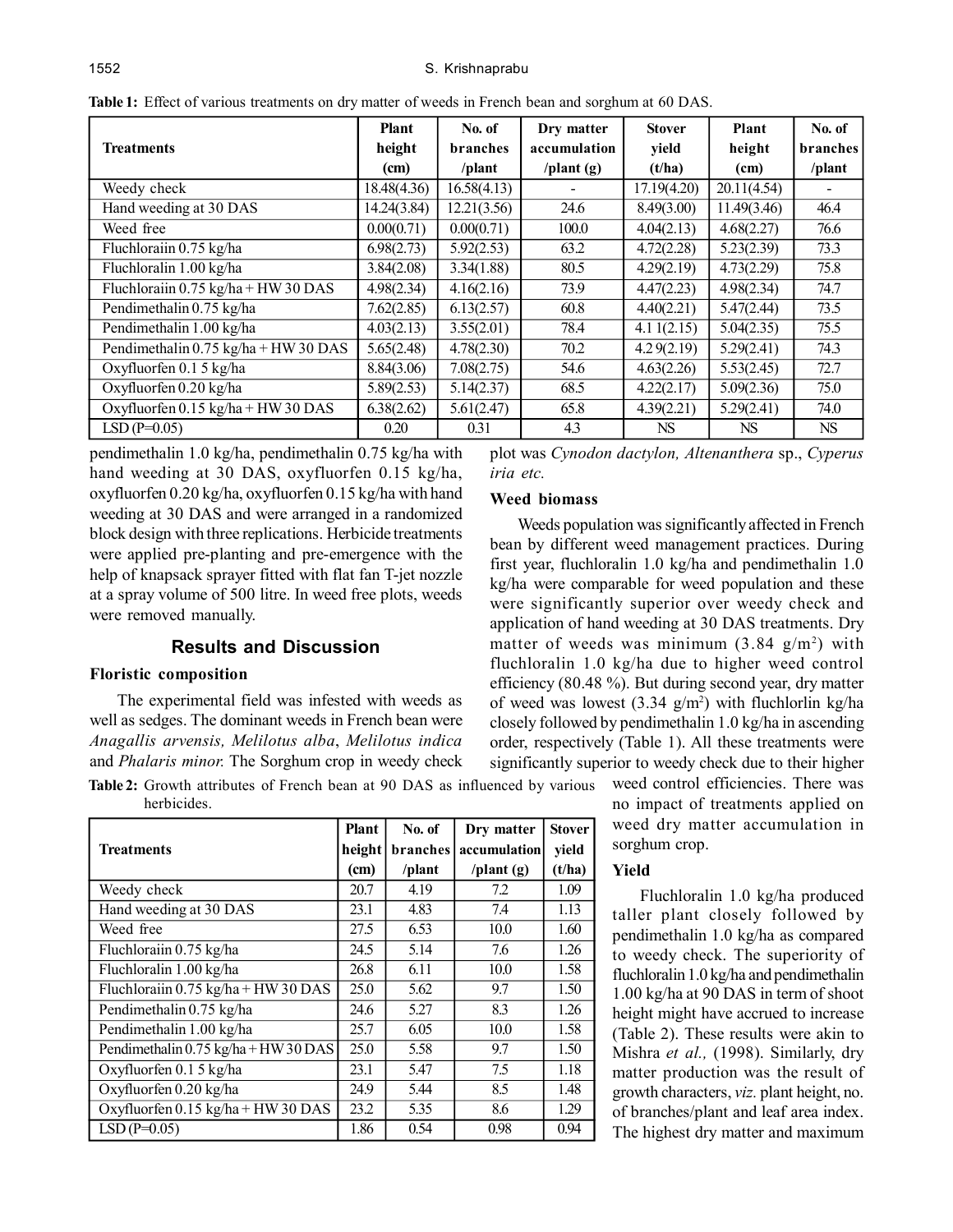**Table 1:** Effect of various treatments on dry matter of weeds in French bean and sorghum at 60 DAS.

| Treatments | Plant height (cm) | No. of branches /plant | Dry matter accumulation /plant (g) | Stover yield (t/ha) | Plant height (cm) | No. of branches /plant |
|---|---|---|---|---|---|---|
| Weedy check | 18.48(4.36) | 16.58(4.13) | - | 17.19(4.20) | 20.11(4.54) | - |
| Hand weeding at 30 DAS | 14.24(3.84) | 12.21(3.56) | 24.6 | 8.49(3.00) | 11.49(3.46) | 46.4 |
| Weed free | 0.00(0.71) | 0.00(0.71) | 100.0 | 4.04(2.13) | 4.68(2.27) | 76.6 |
| Fluchloraiin 0.75 kg/ha | 6.98(2.73) | 5.92(2.53) | 63.2 | 4.72(2.28) | 5.23(2.39) | 73.3 |
| Fluchloralin 1.00 kg/ha | 3.84(2.08) | 3.34(1.88) | 80.5 | 4.29(2.19) | 4.73(2.29) | 75.8 |
| Fluchloraiin 0.75 kg/ha + HW 30 DAS | 4.98(2.34) | 4.16(2.16) | 73.9 | 4.47(2.23) | 4.98(2.34) | 74.7 |
| Pendimethalin 0.75 kg/ha | 7.62(2.85) | 6.13(2.57) | 60.8 | 4.40(2.21) | 5.47(2.44) | 73.5 |
| Pendimethalin 1.00 kg/ha | 4.03(2.13) | 3.55(2.01) | 78.4 | 4.1 1(2.15) | 5.04(2.35) | 75.5 |
| Pendimethalin 0.75 kg/ha + HW 30 DAS | 5.65(2.48) | 4.78(2.30) | 70.2 | 4.2 9(2.19) | 5.29(2.41) | 74.3 |
| Oxyfluorfen 0.1 5 kg/ha | 8.84(3.06) | 7.08(2.75) | 54.6 | 4.63(2.26) | 5.53(2.45) | 72.7 |
| Oxyfluorfen 0.20 kg/ha | 5.89(2.53) | 5.14(2.37) | 68.5 | 4.22(2.17) | 5.09(2.36) | 75.0 |
| Oxyfluorfen 0.15 kg/ha + HW 30 DAS | 6.38(2.62) | 5.61(2.47) | 65.8 | 4.39(2.21) | 5.29(2.41) | 74.0 |
| LSD (P=0.05) | 0.20 | 0.31 | 4.3 | NS | NS | NS |

pendimethalin 1.0 kg/ha, pendimethalin 0.75 kg/ha with hand weeding at 30 DAS, oxyfluorfen 0.15 kg/ha, oxyfluorfen 0.20 kg/ha, oxyfluorfen 0.15 kg/ha with hand weeding at 30 DAS and were arranged in a randomized block design with three replications. Herbicide treatments were applied pre-planting and pre-emergence with the help of knapsack sprayer fitted with flat fan T-jet nozzle at a spray volume of 500 litre. In weed free plots, weeds were removed manually.

## Results and Discussion

### Floristic composition

The experimental field was infested with weeds as well as sedges. The dominant weeds in French bean were *Anagallis arvensis, Melilotus alba*, *Melilotus indica* and *Phalaris minor.* The Sorghum crop in weedy check plot was *Cynodon dactylon, Altenanthera* sp., *Cyperus iria etc.*

### Weed biomass

Weeds population was significantly affected in French bean by different weed management practices. During first year, fluchloralin 1.0 kg/ha and pendimethalin 1.0 kg/ha were comparable for weed population and these were significantly superior over weedy check and application of hand weeding at 30 DAS treatments. Dry matter of weeds was minimum (3.84 g/m$^2$) with fluchloralin 1.0 kg/ha due to higher weed control efficiency (80.48 %). But during second year, dry matter of weed was lowest (3.34 g/m$^2$) with fluchlorlin kg/ha closely followed by pendimethalin 1.0 kg/ha in ascending order, respectively (Table 1). All these treatments were significantly superior to weedy check due to their higher weed control efficiencies. There was no impact of treatments applied on weed dry matter accumulation in sorghum crop.

**Table 2:** Growth attributes of French bean at 90 DAS as influenced by various herbicides.

| Treatments | Plant height (cm) | No. of branches /plant | Dry matter accumulation /plant (g) | Stover yield (t/ha) |
|---|---|---|---|---|
| Weedy check | 20.7 | 4.19 | 7.2 | 1.09 |
| Hand weeding at 30 DAS | 23.1 | 4.83 | 7.4 | 1.13 |
| Weed free | 27.5 | 6.53 | 10.0 | 1.60 |
| Fluchloraiin 0.75 kg/ha | 24.5 | 5.14 | 7.6 | 1.26 |
| Fluchloralin 1.00 kg/ha | 26.8 | 6.11 | 10.0 | 1.58 |
| Fluchloraiin 0.75 kg/ha + HW 30 DAS | 25.0 | 5.62 | 9.7 | 1.50 |
| Pendimethalin 0.75 kg/ha | 24.6 | 5.27 | 8.3 | 1.26 |
| Pendimethalin 1.00 kg/ha | 25.7 | 6.05 | 10.0 | 1.58 |
| Pendimethalin 0.75 kg/ha + HW 30 DAS | 25.0 | 5.58 | 9.7 | 1.50 |
| Oxyfluorfen 0.1 5 kg/ha | 23.1 | 5.47 | 7.5 | 1.18 |
| Oxyfluorfen 0.20 kg/ha | 24.9 | 5.44 | 8.5 | 1.48 |
| Oxyfluorfen 0.15 kg/ha + HW 30 DAS | 23.2 | 5.35 | 8.6 | 1.29 |
| LSD (P=0.05) | 1.86 | 0.54 | 0.98 | 0.94 |

### Yield

Fluchloralin 1.0 kg/ha produced taller plant closely followed by pendimethalin 1.0 kg/ha as compared to weedy check. The superiority of fluchloralin 1.0 kg/ha and pendimethalin 1.00 kg/ha at 90 DAS in term of shoot height might have accrued to increase (Table 2). These results were akin to Mishra *et al.,* (1998). Similarly, dry matter production was the result of growth characters, *viz.* plant height, no. of branches/plant and leaf area index. The highest dry matter and maximum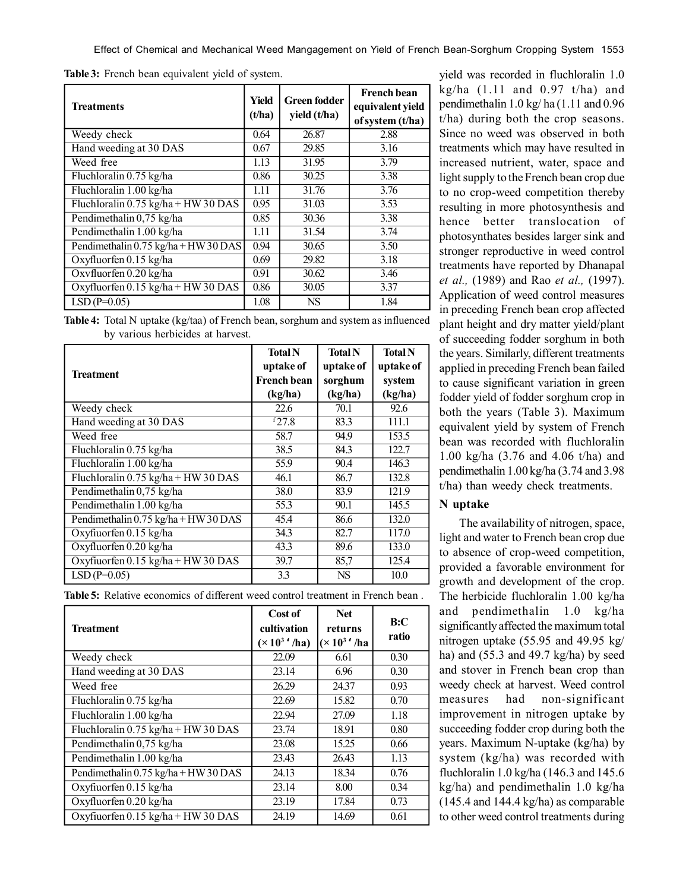**Table 3:** French bean equivalent yield of system.

| Treatments | Yield (t/ha) | Green fodder yield (t/ha) | French bean equivalent yield of system (t/ha) |
|---|---|---|---|
| Weedy check | 0.64 | 26.87 | 2.88 |
| Hand weeding at 30 DAS | 0.67 | 29.85 | 3.16 |
| Weed free | 1.13 | 31.95 | 3.79 |
| Fluchloralin 0.75 kg/ha | 0.86 | 30.25 | 3.38 |
| Fluchloralin 1.00 kg/ha | 1.11 | 31.76 | 3.76 |
| Fluchloralin 0.75 kg/ha + HW 30 DAS | 0.95 | 31.03 | 3.53 |
| Pendimethalin 0,75 kg/ha | 0.85 | 30.36 | 3.38 |
| Pendimethalin 1.00 kg/ha | 1.11 | 31.54 | 3.74 |
| Pendimethalin 0.75 kg/ha + HW 30 DAS | 0.94 | 30.65 | 3.50 |
| Oxyfluorfen 0.15 kg/ha | 0.69 | 29.82 | 3.18 |
| Oxvfluorfen 0.20 kg/ha | 0.91 | 30.62 | 3.46 |
| Oxyfluorfen 0.15 kg/ha + HW 30 DAS | 0.86 | 30.05 | 3.37 |
| LSD (P=0.05) | 1.08 | NS | 1.84 |

**Table 4:** Total N uptake (kg/taa) of French bean, sorghum and system as influenced by various herbicides at harvest.

| Treatment | Total N uptake of French bean (kg/ha) | Total N uptake of sorghum (kg/ha) | Total N uptake of system (kg/ha) |
|---|---|---|---|
| Weedy check | 22.6 | 70.1 | 92.6 |
| Hand weeding at 30 DAS | 27.8 | 83.3 | 111.1 |
| Weed free | 58.7 | 94.9 | 153.5 |
| Fluchloralin 0.75 kg/ha | 38.5 | 84.3 | 122.7 |
| Fluchloralin 1.00 kg/ha | 55.9 | 90.4 | 146.3 |
| Fluchloralin 0.75 kg/ha + HW 30 DAS | 46.1 | 86.7 | 132.8 |
| Pendimethalin 0,75 kg/ha | 38.0 | 83.9 | 121.9 |
| Pendimethalin 1.00 kg/ha | 55.3 | 90.1 | 145.5 |
| Pendimethalin 0.75 kg/ha + HW 30 DAS | 45.4 | 86.6 | 132.0 |
| Oxyfiuorfen 0.15 kg/ha | 34.3 | 82.7 | 117.0 |
| Oxyfluorfen 0.20 kg/ha | 43.3 | 89.6 | 133.0 |
| Oxyfiuorfen 0.15 kg/ha + HW 30 DAS | 39.7 | 85,7 | 125.4 |
| LSD (P=0.05) | 3.3 | NS | 10.0 |

**Table 5:** Relative economics of different weed control treatment in French bean .

| Treatment | Cost of cultivation (× 10³ ' /ha) | Net returns (× 10³ ' /ha | B:C ratio |
|---|---|---|---|
| Weedy check | 22.09 | 6.61 | 0.30 |
| Hand weeding at 30 DAS | 23.14 | 6.96 | 0.30 |
| Weed free | 26.29 | 24.37 | 0.93 |
| Fluchloralin 0.75 kg/ha | 22.69 | 15.82 | 0.70 |
| Fluchloralin 1.00 kg/ha | 22.94 | 27.09 | 1.18 |
| Fluchloralin 0.75 kg/ha + HW 30 DAS | 23.74 | 18.91 | 0.80 |
| Pendimethalin 0,75 kg/ha | 23.08 | 15.25 | 0.66 |
| Pendimethalin 1.00 kg/ha | 23.43 | 26.43 | 1.13 |
| Pendimethalin 0.75 kg/ha + HW 30 DAS | 24.13 | 18.34 | 0.76 |
| Oxyfiuorfen 0.15 kg/ha | 23.14 | 8.00 | 0.34 |
| Oxyfluorfen 0.20 kg/ha | 23.19 | 17.84 | 0.73 |
| Oxyfiuorfen 0.15 kg/ha + HW 30 DAS | 24.19 | 14.69 | 0.61 |

yield was recorded in fluchloralin 1.0 kg/ha (1.11 and 0.97 t/ha) and pendimethalin 1.0 kg/ ha (1.11 and 0.96 t/ha) during both the crop seasons. Since no weed was observed in both treatments which may have resulted in increased nutrient, water, space and light supply to the French bean crop due to no crop-weed competition thereby resulting in more photosynthesis and hence better translocation of photosynthates besides larger sink and stronger reproductive in weed control treatments have reported by Dhanapal *et al.,* (1989) and Rao *et al.,* (1997). Application of weed control measures in preceding French bean crop affected plant height and dry matter yield/plant of succeeding fodder sorghum in both the years. Similarly, different treatments applied in preceding French bean failed to cause significant variation in green fodder yield of fodder sorghum crop in both the years (Table 3). Maximum equivalent yield by system of French bean was recorded with fluchloralin 1.00 kg/ha (3.76 and 4.06 t/ha) and pendimethalin 1.00 kg/ha (3.74 and 3.98 t/ha) than weedy check treatments.

**N uptake**

The availability of nitrogen, space, light and water to French bean crop due to absence of crop-weed competition, provided a favorable environment for growth and development of the crop. The herbicide fluchloralin 1.00 kg/ha and pendimethalin 1.0 kg/ha significantly affected the maximum total nitrogen uptake (55.95 and 49.95 kg/ ha) and (55.3 and 49.7 kg/ha) by seed and stover in French bean crop than weedy check at harvest. Weed control measures had non-significant improvement in nitrogen uptake by succeeding fodder crop during both the years. Maximum N-uptake (kg/ha) by system (kg/ha) was recorded with fluchloralin 1.0 kg/ha (146.3 and 145.6 kg/ha) and pendimethalin 1.0 kg/ha (145.4 and 144.4 kg/ha) as comparable to other weed control treatments during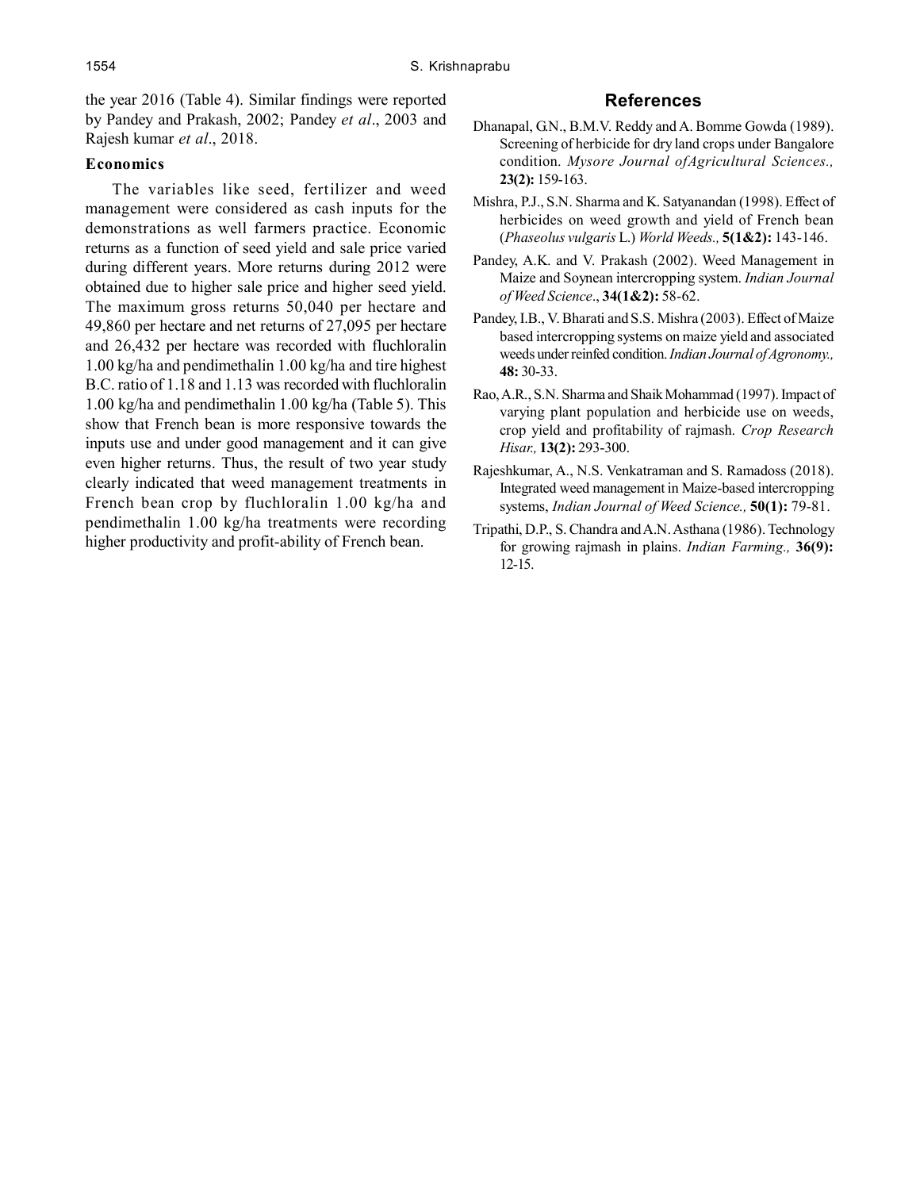the year 2016 (Table 4). Similar findings were reported by Pandey and Prakash, 2002; Pandey *et al*., 2003 and Rajesh kumar *et al*., 2018.

### Economics

The variables like seed, fertilizer and weed management were considered as cash inputs for the demonstrations as well farmers practice. Economic returns as a function of seed yield and sale price varied during different years. More returns during 2012 were obtained due to higher sale price and higher seed yield. The maximum gross returns 50,040 per hectare and 49,860 per hectare and net returns of 27,095 per hectare and 26,432 per hectare was recorded with fluchloralin 1.00 kg/ha and pendimethalin 1.00 kg/ha and tire highest B.C. ratio of 1.18 and 1.13 was recorded with fluchloralin 1.00 kg/ha and pendimethalin 1.00 kg/ha (Table 5). This show that French bean is more responsive towards the inputs use and under good management and it can give even higher returns. Thus, the result of two year study clearly indicated that weed management treatments in French bean crop by fluchloralin 1.00 kg/ha and pendimethalin 1.00 kg/ha treatments were recording higher productivity and profit-ability of French bean.

## References

Dhanapal, G.N., B.M.V. Reddy and A. Bomme Gowda (1989). Screening of herbicide for dry land crops under Bangalore condition. *Mysore Journal of Agricultural Sciences.,* **23(2):** 159-163.

Mishra, P.J., S.N. Sharma and K. Satyanandan (1998). Effect of herbicides on weed growth and yield of French bean (*Phaseolus vulgaris* L.) *World Weeds.,* **5(1&2):** 143-146.

Pandey, A.K. and V. Prakash (2002). Weed Management in Maize and Soynean intercropping system. *Indian Journal of Weed Science*., **34(1&2):** 58-62.

Pandey, I.B., V. Bharati and S.S. Mishra (2003). Effect of Maize based intercropping systems on maize yield and associated weeds under reinfed condition. *Indian Journal of Agronomy.,* **48:** 30-33.

Rao, A.R., S.N. Sharma and Shaik Mohammad (1997). Impact of varying plant population and herbicide use on weeds, crop yield and profitability of rajmash. *Crop Research Hisar.,* **13(2):** 293-300.

Rajeshkumar, A., N.S. Venkatraman and S. Ramadoss (2018). Integrated weed management in Maize-based intercropping systems, *Indian Journal of Weed Science.,* **50(1):** 79-81.

Tripathi, D.P., S. Chandra and A.N. Asthana (1986). Technology for growing rajmash in plains. *Indian Farming.,* **36(9):** 12-15.